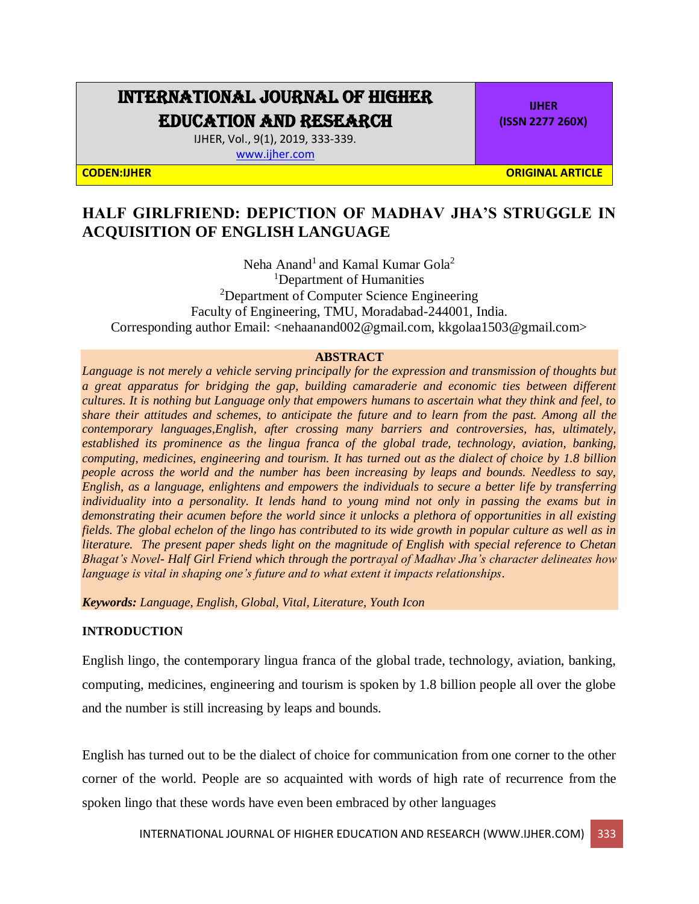# HALF GIRLFRIEND: DEPICTION OF MADHAV JHA'S STRUGGLE IN ACQUISITION OF ENGLISH LANGUAGE

Neha Anand[1] and Kamal Kumar Gola[2]

[1]Department of Humanities

[2]Department of Computer Science Engineering

Faculty of Engineering, TMU, Moradabad-244001, India.

Corresponding author Email: <nehaanand002@gmail.com, kkgolaa1503@gmail.com>

## ABSTRACT

*Language is not merely a vehicle serving principally for the expression and transmission of thoughts but a great apparatus for bridging the gap, building camaraderie and economic ties between different cultures. It is nothing but Language only that empowers humans to ascertain what they think and feel, to share their attitudes and schemes, to anticipate the future and to learn from the past. Among all the contemporary languages,English, after crossing many barriers and controversies, has, ultimately, established its prominence as the lingua franca of the global trade, technology, aviation, banking, computing, medicines, engineering and tourism. It has turned out as the dialect of choice by 1.8 billion people across the world and the number has been increasing by leaps and bounds. Needless to say, English, as a language, enlightens and empowers the individuals to secure a better life by transferring individuality into a personality. It lends hand to young mind not only in passing the exams but in demonstrating their acumen before the world since it unlocks a plethora of opportunities in all existing fields. The global echelon of the lingo has contributed to its wide growth in popular culture as well as in literature. The present paper sheds light on the magnitude of English with special reference to Chetan Bhagat's Novel- Half Girl Friend which through the portrayal of Madhav Jha's character delineates how language is vital in shaping one's future and to what extent it impacts relationships.*

***Keywords:*** *Language, English, Global, Vital, Literature, Youth Icon*

## INTRODUCTION

English lingo, the contemporary lingua franca of the global trade, technology, aviation, banking, computing, medicines, engineering and tourism is spoken by 1.8 billion people all over the globe and the number is still increasing by leaps and bounds.

English has turned out to be the dialect of choice for communication from one corner to the other corner of the world. People are so acquainted with words of high rate of recurrence from the spoken lingo that these words have even been embraced by other languages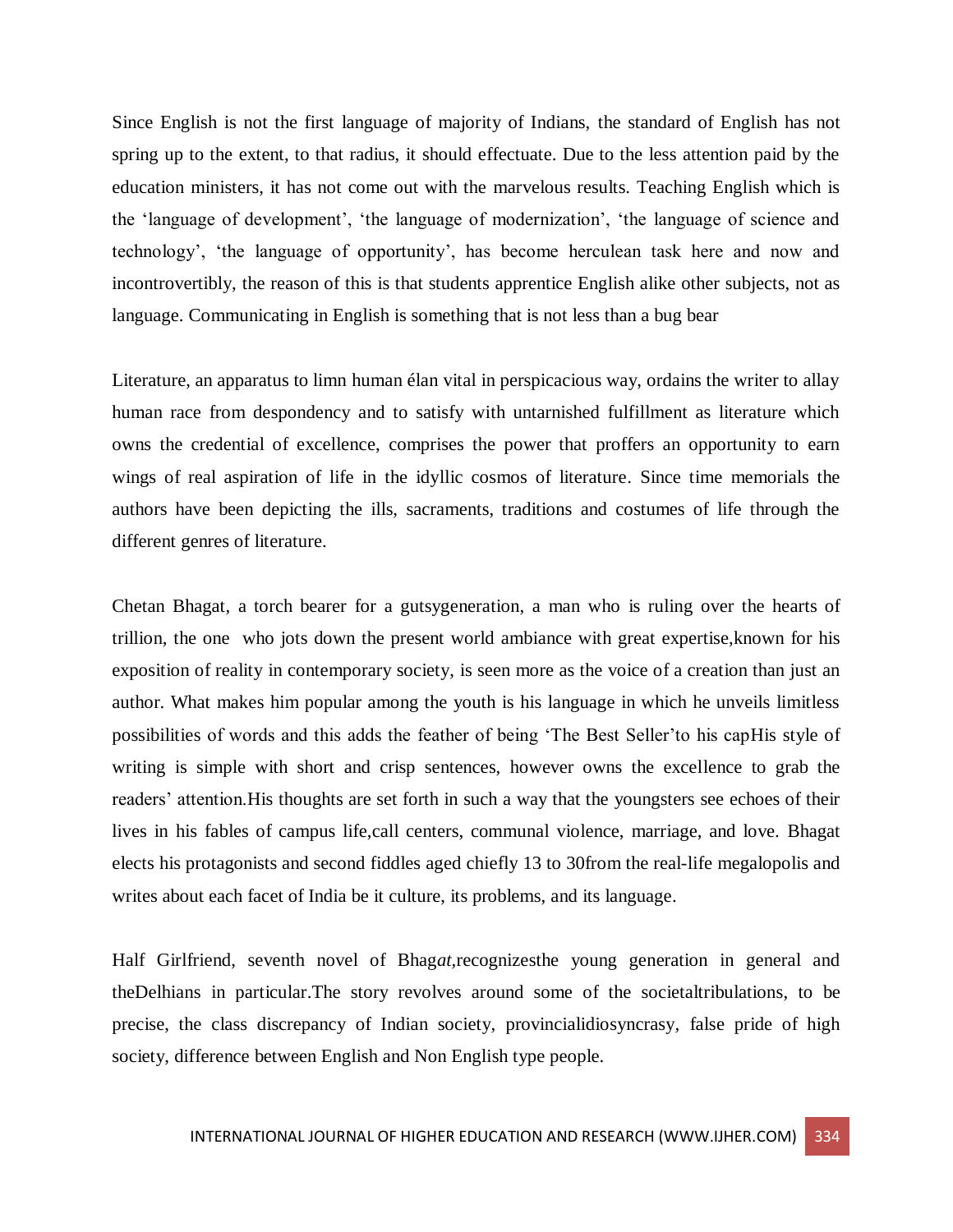Since English is not the first language of majority of Indians, the standard of English has not spring up to the extent, to that radius, it should effectuate. Due to the less attention paid by the education ministers, it has not come out with the marvelous results. Teaching English which is the 'language of development', 'the language of modernization', 'the language of science and technology', 'the language of opportunity', has become herculean task here and now and incontrovertibly, the reason of this is that students apprentice English alike other subjects, not as language. Communicating in English is something that is not less than a bug bear

Literature, an apparatus to limn human élan vital in perspicacious way, ordains the writer to allay human race from despondency and to satisfy with untarnished fulfillment as literature which owns the credential of excellence, comprises the power that proffers an opportunity to earn wings of real aspiration of life in the idyllic cosmos of literature. Since time memorials the authors have been depicting the ills, sacraments, traditions and costumes of life through the different genres of literature.

Chetan Bhagat, a torch bearer for a gutsygeneration, a man who is ruling over the hearts of trillion, the one who jots down the present world ambiance with great expertise,known for his exposition of reality in contemporary society, is seen more as the voice of a creation than just an author. What makes him popular among the youth is his language in which he unveils limitless possibilities of words and this adds the feather of being 'The Best Seller'to his capHis style of writing is simple with short and crisp sentences, however owns the excellence to grab the readers' attention.His thoughts are set forth in such a way that the youngsters see echoes of their lives in his fables of campus life,call centers, communal violence, marriage, and love. Bhagat elects his protagonists and second fiddles aged chiefly 13 to 30from the real-life megalopolis and writes about each facet of India be it culture, its problems, and its language.

Half Girlfriend, seventh novel of Bhag*at,*recognizesthe young generation in general and theDelhians in particular.The story revolves around some of the societaltribulations, to be precise, the class discrepancy of Indian society, provincialidiosyncrasy, false pride of high society, difference between English and Non English type people.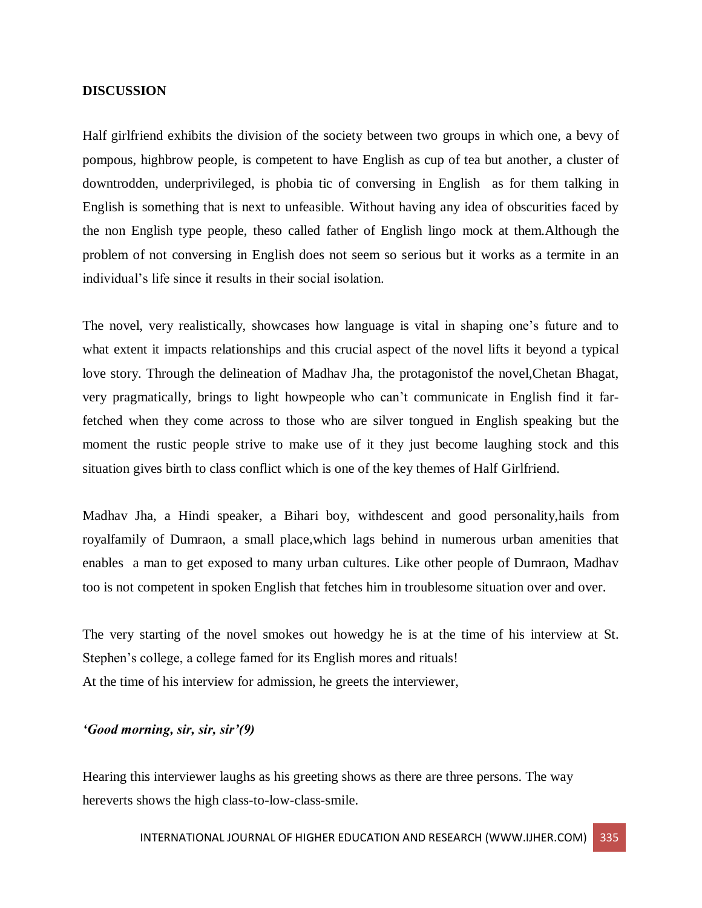**DISCUSSION**

Half girlfriend exhibits the division of the society between two groups in which one, a bevy of pompous, highbrow people, is competent to have English as cup of tea but another, a cluster of downtrodden, underprivileged, is phobia tic of conversing in English as for them talking in English is something that is next to unfeasible. Without having any idea of obscurities faced by the non English type people, theso called father of English lingo mock at them.Although the problem of not conversing in English does not seem so serious but it works as a termite in an individual's life since it results in their social isolation.

The novel, very realistically, showcases how language is vital in shaping one's future and to what extent it impacts relationships and this crucial aspect of the novel lifts it beyond a typical love story. Through the delineation of Madhav Jha, the protagonistof the novel,Chetan Bhagat, very pragmatically, brings to light howpeople who can't communicate in English find it far-fetched when they come across to those who are silver tongued in English speaking but the moment the rustic people strive to make use of it they just become laughing stock and this situation gives birth to class conflict which is one of the key themes of Half Girlfriend.

Madhav Jha, a Hindi speaker, a Bihari boy, withdescent and good personality,hails from royalfamily of Dumraon, a small place,which lags behind in numerous urban amenities that enables a man to get exposed to many urban cultures. Like other people of Dumraon, Madhav too is not competent in spoken English that fetches him in troublesome situation over and over.

The very starting of the novel smokes out howedgy he is at the time of his interview at St. Stephen's college, a college famed for its English mores and rituals!
At the time of his interview for admission, he greets the interviewer,

***'Good morning, sir, sir, sir'(9)***

Hearing this interviewer laughs as his greeting shows as there are three persons. The way hereverts shows the high class-to-low-class-smile.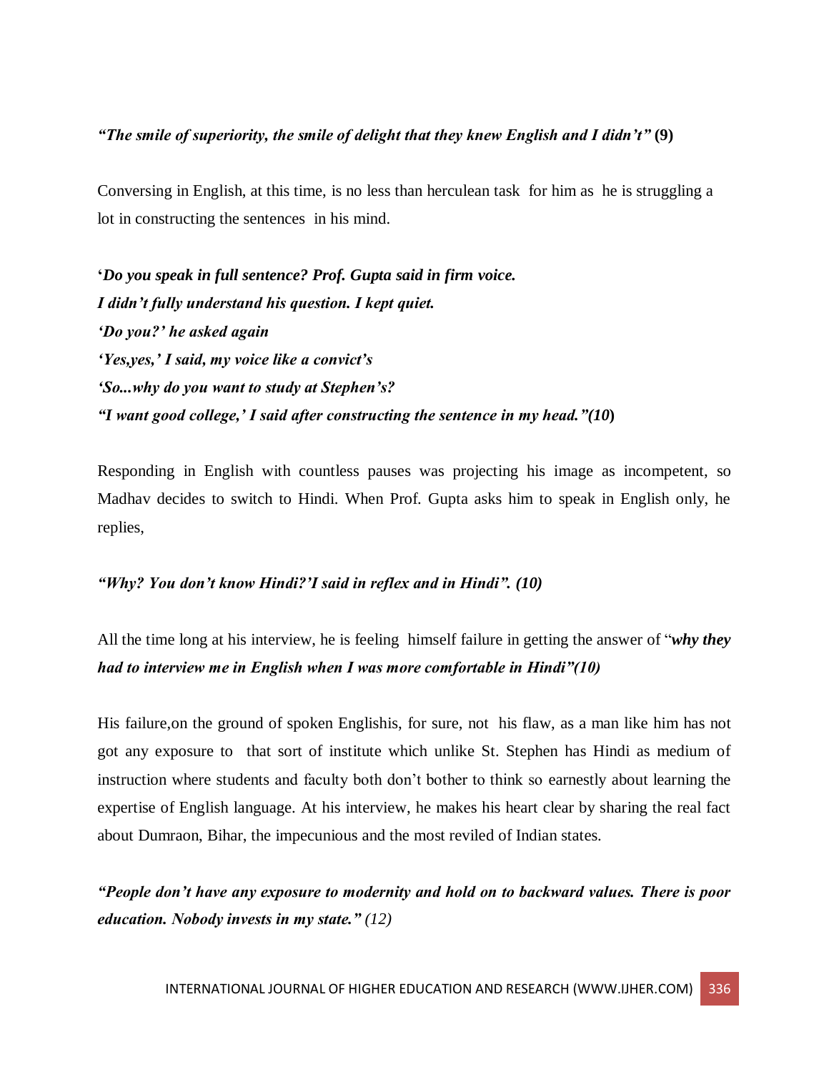***"The smile of superiority, the smile of delight that they knew English and I didn't"*** **(9)**

Conversing in English, at this time, is no less than herculean task for him as he is struggling a lot in constructing the sentences in his mind.

**'*Do you speak in full sentence? Prof. Gupta said in firm voice.***
***I didn't fully understand his question. I kept quiet.***
***'Do you?' he asked again***
***'Yes,yes,' I said, my voice like a convict's***
***'So...why do you want to study at Stephen's?***
***"I want good college,' I said after constructing the sentence in my head."(10*)**

Responding in English with countless pauses was projecting his image as incompetent, so Madhav decides to switch to Hindi. When Prof. Gupta asks him to speak in English only, he replies,

***"Why? You don't know Hindi?'I said in reflex and in Hindi". (10)***

All the time long at his interview, he is feeling himself failure in getting the answer of "***why they had to interview me in English when I was more comfortable in Hindi"(10)***

His failure,on the ground of spoken Englishis, for sure, not his flaw, as a man like him has not got any exposure to that sort of institute which unlike St. Stephen has Hindi as medium of instruction where students and faculty both don't bother to think so earnestly about learning the expertise of English language. At his interview, he makes his heart clear by sharing the real fact about Dumraon, Bihar, the impecunious and the most reviled of Indian states.

***"People don't have any exposure to modernity and hold on to backward values. There is poor education. Nobody invests in my state."*** *(12)*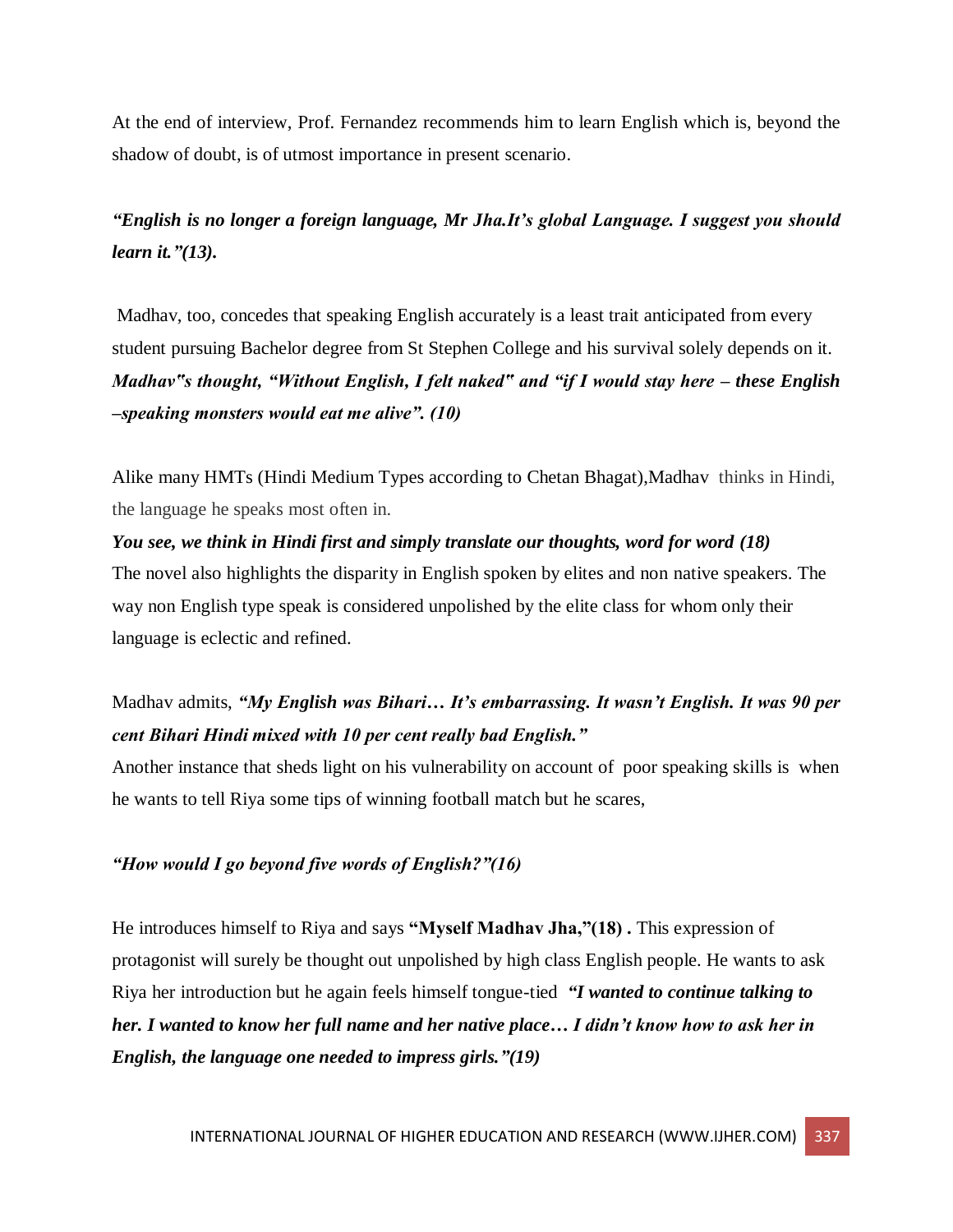At the end of interview, Prof. Fernandez recommends him to learn English which is, beyond the shadow of doubt, is of utmost importance in present scenario.

***"English is no longer a foreign language, Mr Jha.It's global Language. I suggest you should learn it."(13).***

Madhav, too, concedes that speaking English accurately is a least trait anticipated from every student pursuing Bachelor degree from St Stephen College and his survival solely depends on it. ***Madhav"s thought, "Without English, I felt naked" and "if I would stay here – these English –speaking monsters would eat me alive". (10)***

Alike many HMTs (Hindi Medium Types according to Chetan Bhagat),Madhav thinks in Hindi, the language he speaks most often in.

***You see, we think in Hindi first and simply translate our thoughts, word for word (18)***

The novel also highlights the disparity in English spoken by elites and non native speakers. The way non English type speak is considered unpolished by the elite class for whom only their language is eclectic and refined.

Madhav admits, ***"My English was Bihari… It's embarrassing. It wasn't English. It was 90 per cent Bihari Hindi mixed with 10 per cent really bad English."***

Another instance that sheds light on his vulnerability on account of poor speaking skills is when he wants to tell Riya some tips of winning football match but he scares,

***"How would I go beyond five words of English?"(16)***

He introduces himself to Riya and says **"Myself Madhav Jha,"(18) .** This expression of protagonist will surely be thought out unpolished by high class English people. He wants to ask Riya her introduction but he again feels himself tongue-tied ***"I wanted to continue talking to her. I wanted to know her full name and her native place… I didn't know how to ask her in English, the language one needed to impress girls."(19)***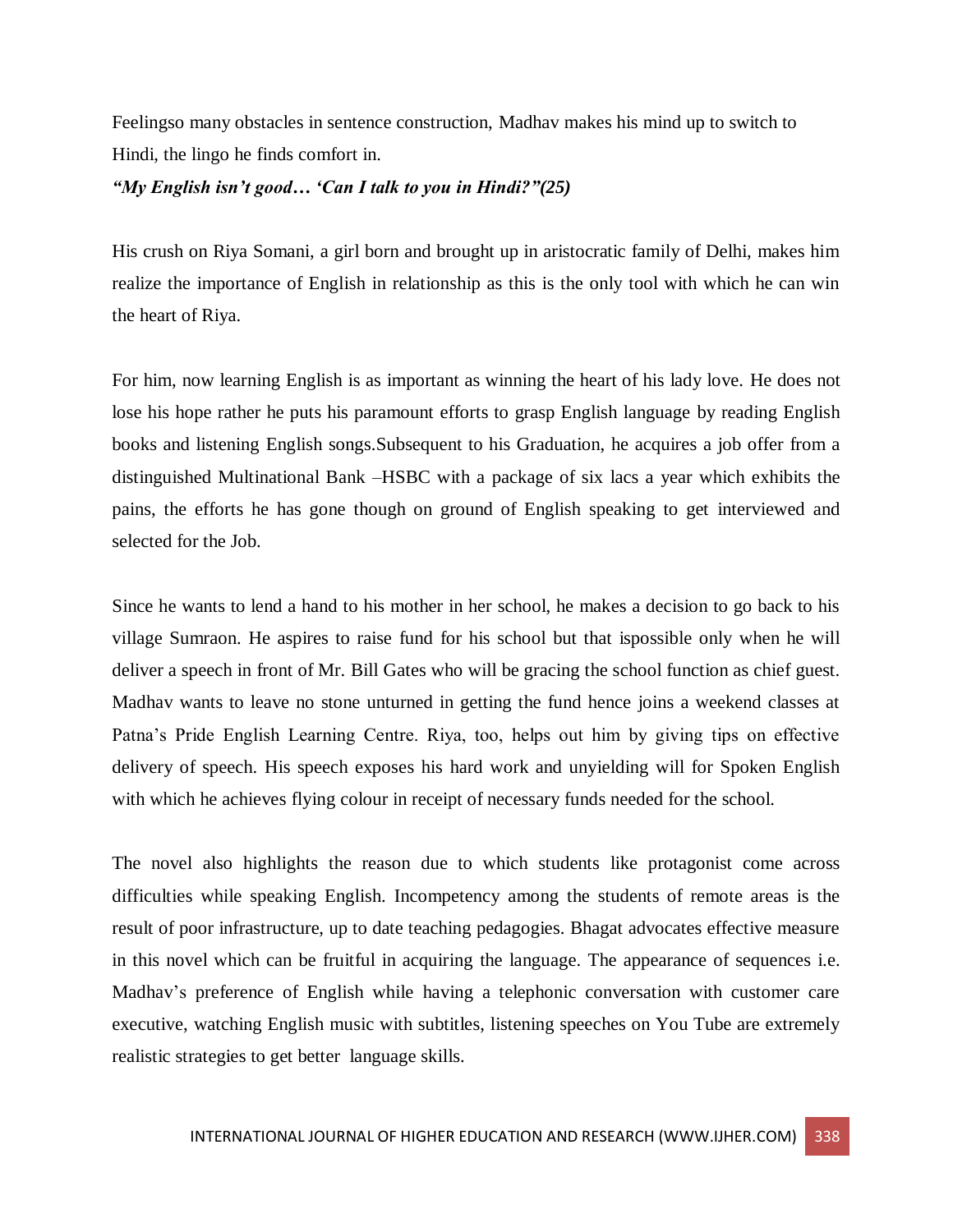Feelingso many obstacles in sentence construction, Madhav makes his mind up to switch to Hindi, the lingo he finds comfort in.

***"My English isn't good… 'Can I talk to you in Hindi?"(25)***

His crush on Riya Somani, a girl born and brought up in aristocratic family of Delhi, makes him realize the importance of English in relationship as this is the only tool with which he can win the heart of Riya.

For him, now learning English is as important as winning the heart of his lady love. He does not lose his hope rather he puts his paramount efforts to grasp English language by reading English books and listening English songs.Subsequent to his Graduation, he acquires a job offer from a distinguished Multinational Bank –HSBC with a package of six lacs a year which exhibits the pains, the efforts he has gone though on ground of English speaking to get interviewed and selected for the Job.

Since he wants to lend a hand to his mother in her school, he makes a decision to go back to his village Sumraon. He aspires to raise fund for his school but that ispossible only when he will deliver a speech in front of Mr. Bill Gates who will be gracing the school function as chief guest. Madhav wants to leave no stone unturned in getting the fund hence joins a weekend classes at Patna's Pride English Learning Centre. Riya, too, helps out him by giving tips on effective delivery of speech. His speech exposes his hard work and unyielding will for Spoken English with which he achieves flying colour in receipt of necessary funds needed for the school.

The novel also highlights the reason due to which students like protagonist come across difficulties while speaking English. Incompetency among the students of remote areas is the result of poor infrastructure, up to date teaching pedagogies. Bhagat advocates effective measure in this novel which can be fruitful in acquiring the language. The appearance of sequences i.e. Madhav's preference of English while having a telephonic conversation with customer care executive, watching English music with subtitles, listening speeches on You Tube are extremely realistic strategies to get better language skills.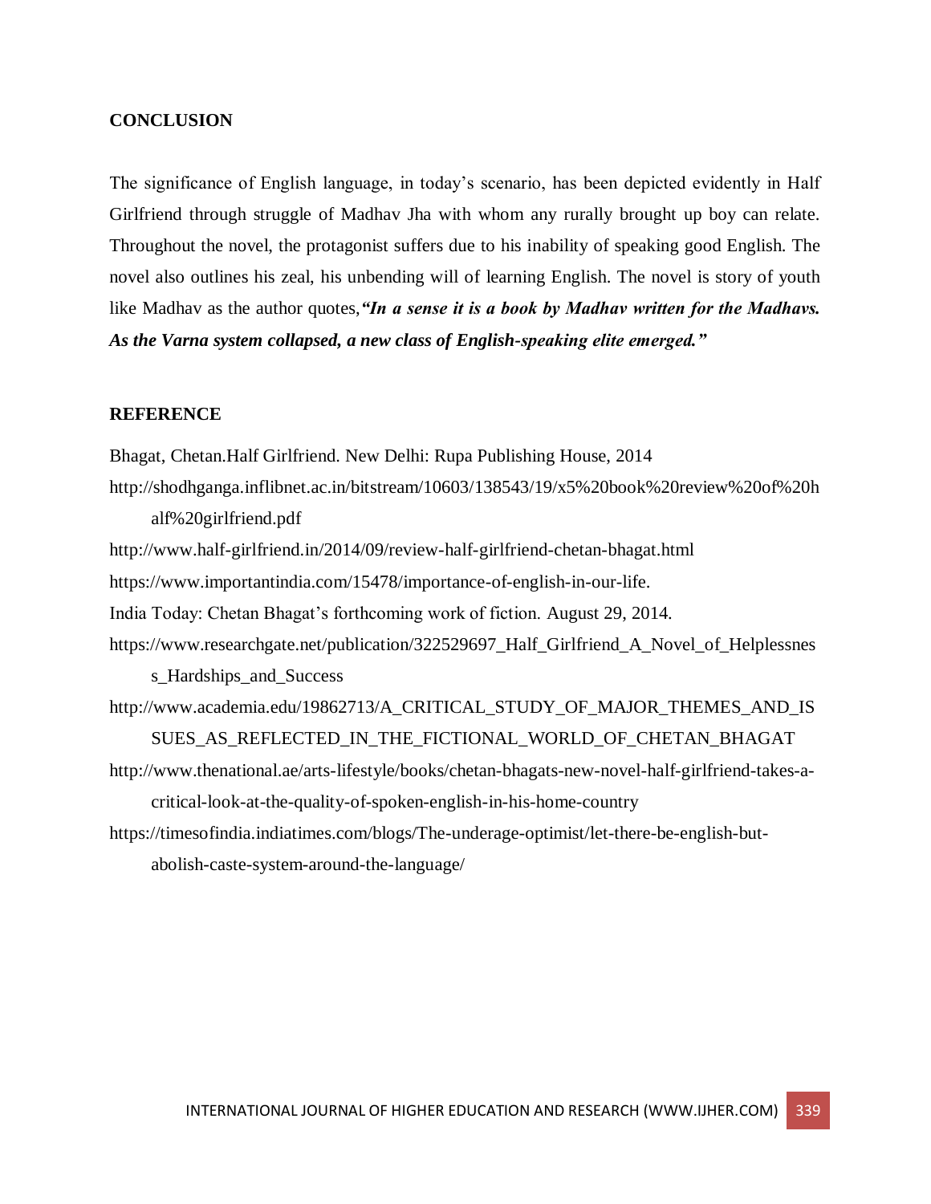## CONCLUSION

The significance of English language, in today's scenario, has been depicted evidently in Half Girlfriend through struggle of Madhav Jha with whom any rurally brought up boy can relate. Throughout the novel, the protagonist suffers due to his inability of speaking good English. The novel also outlines his zeal, his unbending will of learning English. The novel is story of youth like Madhav as the author quotes,***"In a sense it is a book by Madhav written for the Madhavs. As the Varna system collapsed, a new class of English-speaking elite emerged."***

## REFERENCE

Bhagat, Chetan.Half Girlfriend. New Delhi: Rupa Publishing House, 2014

http://shodhganga.inflibnet.ac.in/bitstream/10603/138543/19/x5%20book%20review%20of%20half%20girlfriend.pdf

http://www.half-girlfriend.in/2014/09/review-half-girlfriend-chetan-bhagat.html

https://www.importantindia.com/15478/importance-of-english-in-our-life.

India Today: Chetan Bhagat's forthcoming work of fiction. August 29, 2014.

https://www.researchgate.net/publication/322529697_Half_Girlfriend_A_Novel_of_Helplessness_Hardships_and_Success

http://www.academia.edu/19862713/A_CRITICAL_STUDY_OF_MAJOR_THEMES_AND_ISSUES_AS_REFLECTED_IN_THE_FICTIONAL_WORLD_OF_CHETAN_BHAGAT

http://www.thenational.ae/arts-lifestyle/books/chetan-bhagats-new-novel-half-girlfriend-takes-a-critical-look-at-the-quality-of-spoken-english-in-his-home-country

https://timesofindia.indiatimes.com/blogs/The-underage-optimist/let-there-be-english-but-abolish-caste-system-around-the-language/